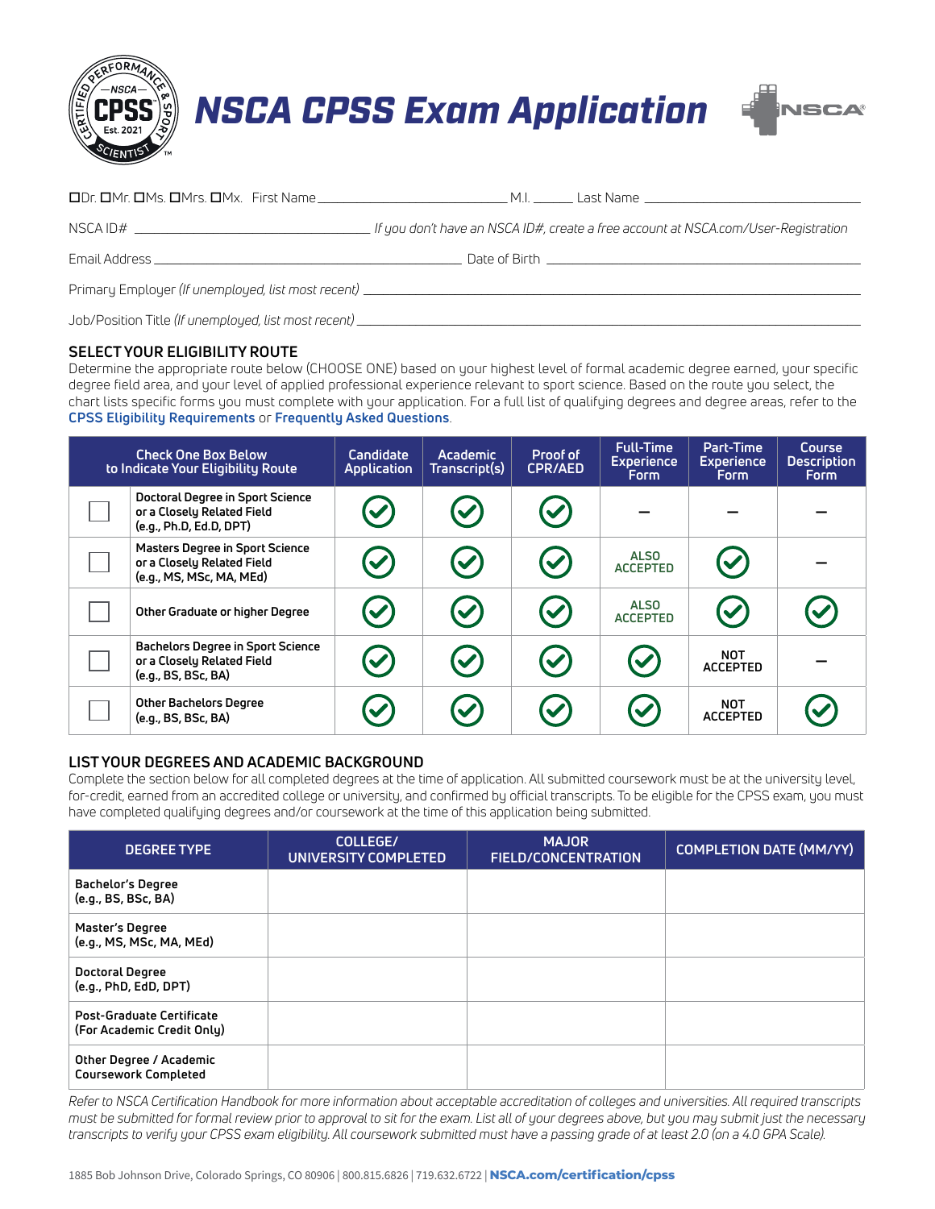# NSCA CPSS Exam Application

☐Dr. ☐Mr. ☐Ms. ☐Mrs. ☐Mx. First Name ______________________ M.I. ______ Last Name ______________________

NSCA ID# ______________________ *If you don't have an NSCA ID#, create a free account at NSCA.com/User-Registration*

Email Address ______________________ Date of Birth ______________________

Primary Employer *(If unemployed, list most recent)* ______________________

Job/Position Title *(If unemployed, list most recent)* ______________________

## SELECT YOUR ELIGIBILITY ROUTE

Determine the appropriate route below (CHOOSE ONE) based on your highest level of formal academic degree earned, your specific degree field area, and your level of applied professional experience relevant to sport science. Based on the route you select, the chart lists specific forms you must complete with your application. For a full list of qualifying degrees and degree areas, refer to the **CPSS Eligibility Requirements** or **Frequently Asked Questions**.

| Check One Box Below to Indicate Your Eligibility Route | | Candidate Application | Academic Transcript(s) | Proof of CPR/AED | Full-Time Experience Form | Part-Time Experience Form | Course Description Form |
|---|---|---|---|---|---|---|---|
| ☐ | Doctoral Degree in Sport Science or a Closely Related Field (e.g., Ph.D, Ed.D, DPT) | ✓ | ✓ | ✓ | – | – | – |
| ☐ | Masters Degree in Sport Science or a Closely Related Field (e.g., MS, MSc, MA, MEd) | ✓ | ✓ | ✓ | ALSO ACCEPTED | ✓ | – |
| ☐ | Other Graduate or higher Degree | ✓ | ✓ | ✓ | ALSO ACCEPTED | ✓ | ✓ |
| ☐ | Bachelors Degree in Sport Science or a Closely Related Field (e.g., BS, BSc, BA) | ✓ | ✓ | ✓ | ✓ | NOT ACCEPTED | – |
| ☐ | Other Bachelors Degree (e.g., BS, BSc, BA) | ✓ | ✓ | ✓ | ✓ | NOT ACCEPTED | ✓ |

## LIST YOUR DEGREES AND ACADEMIC BACKGROUND

Complete the section below for all completed degrees at the time of application. All submitted coursework must be at the university level, for-credit, earned from an accredited college or university, and confirmed by official transcripts. To be eligible for the CPSS exam, you must have completed qualifying degrees and/or coursework at the time of this application being submitted.

| DEGREE TYPE | COLLEGE/ UNIVERSITY COMPLETED | MAJOR FIELD/CONCENTRATION | COMPLETION DATE (MM/YY) |
|---|---|---|---|
| Bachelor's Degree (e.g., BS, BSc, BA) | | | |
| Master's Degree (e.g., MS, MSc, MA, MEd) | | | |
| Doctoral Degree (e.g., PhD, EdD, DPT) | | | |
| Post-Graduate Certificate (For Academic Credit Only) | | | |
| Other Degree / Academic Coursework Completed | | | |

*Refer to NSCA Certification Handbook for more information about acceptable accreditation of colleges and universities. All required transcripts must be submitted for formal review prior to approval to sit for the exam. List all of your degrees above, but you may submit just the necessary transcripts to verify your CPSS exam eligibility. All coursework submitted must have a passing grade of at least 2.0 (on a 4.0 GPA Scale).*

1885 Bob Johnson Drive, Colorado Springs, CO 80906 | 800.815.6826 | 719.632.6722 | **NSCA.com/certification/cpss**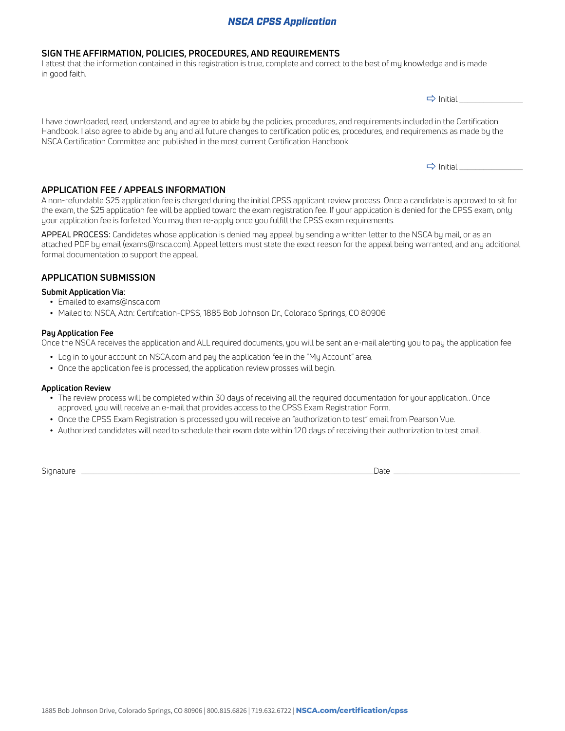## NSCA CPSS Application

### SIGN THE AFFIRMATION, POLICIES, PROCEDURES, AND REQUIREMENTS

I attest that the information contained in this registration is true, complete and correct to the best of my knowledge and is made in good faith.

⇨ Initial ________________

I have downloaded, read, understand, and agree to abide by the policies, procedures, and requirements included in the Certification Handbook. I also agree to abide by any and all future changes to certification policies, procedures, and requirements as made by the NSCA Certification Committee and published in the most current Certification Handbook.

⇨ Initial ________________

### APPLICATION FEE / APPEALS INFORMATION

A non-refundable $25 application fee is charged during the initial CPSS applicant review process. Once a candidate is approved to sit for the exam, the $25 application fee will be applied toward the exam registration fee. If your application is denied for the CPSS exam, only your application fee is forfeited. You may then re-apply once you fulfill the CPSS exam requirements.

APPEAL PROCESS: Candidates whose application is denied may appeal by sending a written letter to the NSCA by mail, or as an attached PDF by email (exams@nsca.com). Appeal letters must state the exact reason for the appeal being warranted, and any additional formal documentation to support the appeal.

### APPLICATION SUBMISSION

**Submit Application Via**:

- Emailed to exams@nsca.com
- Mailed to: NSCA, Attn: Certifcation-CPSS, 1885 Bob Johnson Dr., Colorado Springs, CO 80906

**Pay Application Fee**

Once the NSCA receives the application and ALL required documents, you will be sent an e-mail alerting you to pay the application fee

- Log in to your account on NSCA.com and pay the application fee in the "My Account" area.
- Once the application fee is processed, the application review prosses will begin.

**Application Review**

- The review process will be completed within 30 days of receiving all the required documentation for your application.. Once approved, you will receive an e-mail that provides access to the CPSS Exam Registration Form.
- Once the CPSS Exam Registration is processed you will receive an "authorization to test" email from Pearson Vue.
- Authorized candidates will need to schedule their exam date within 120 days of receiving their authorization to test email.

Signature ______________________________________________ Date ____________________

1885 Bob Johnson Drive, Colorado Springs, CO 80906 | 800.815.6826 | 719.632.6722 | **NSCA.com/certification/cpss**